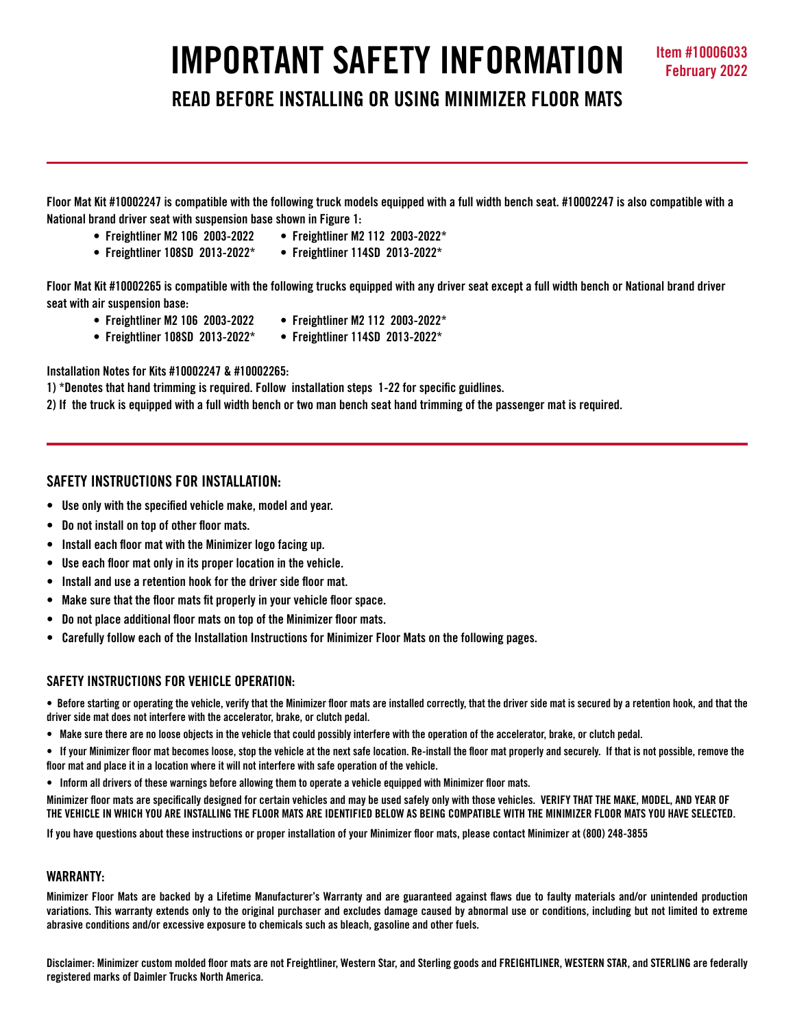# IMPORTANT SAFETY INFORMATION

**Item #10006033**
**February 2022**

## READ BEFORE INSTALLING OR USING MINIMIZER FLOOR MATS

---

**Floor Mat Kit #10002247 is compatible with the following truck models equipped with a full width bench seat. #10002247 is also compatible with a National brand driver seat with suspension base shown in Figure 1:**

- **Freightliner M2 106 2003-2022**
- **Freightliner M2 112 2003-2022***
- **Freightliner 108SD 2013-2022***
- **Freightliner 114SD 2013-2022***

**Floor Mat Kit #10002265 is compatible with the following trucks equipped with any driver seat except a full width bench or National brand driver seat with air suspension base:**

- **Freightliner M2 106 2003-2022**
- **Freightliner M2 112 2003-2022***
- **Freightliner 108SD 2013-2022***
- **Freightliner 114SD 2013-2022***

**Installation Notes for Kits #10002247 & #10002265:**

**1) *Denotes that hand trimming is required. Follow installation steps 1-22 for specific guidlines.**

**2) If the truck is equipped with a full width bench or two man bench seat hand trimming of the passenger mat is required.**

---

### SAFETY INSTRUCTIONS FOR INSTALLATION:

- **Use only with the specified vehicle make, model and year.**
- **Do not install on top of other floor mats.**
- **Install each floor mat with the Minimizer logo facing up.**
- **Use each floor mat only in its proper location in the vehicle.**
- **Install and use a retention hook for the driver side floor mat.**
- **Make sure that the floor mats fit properly in your vehicle floor space.**
- **Do not place additional floor mats on top of the Minimizer floor mats.**
- **Carefully follow each of the Installation Instructions for Minimizer Floor Mats on the following pages.**

### SAFETY INSTRUCTIONS FOR VEHICLE OPERATION:

- **Before starting or operating the vehicle, verify that the Minimizer floor mats are installed correctly, that the driver side mat is secured by a retention hook, and that the driver side mat does not interfere with the accelerator, brake, or clutch pedal.**
- **Make sure there are no loose objects in the vehicle that could possibly interfere with the operation of the accelerator, brake, or clutch pedal.**
- **If your Minimizer floor mat becomes loose, stop the vehicle at the next safe location. Re-install the floor mat properly and securely. If that is not possible, remove the floor mat and place it in a location where it will not interfere with safe operation of the vehicle.**
- **Inform all drivers of these warnings before allowing them to operate a vehicle equipped with Minimizer floor mats.**

**Minimizer floor mats are specifically designed for certain vehicles and may be used safely only with those vehicles. VERIFY THAT THE MAKE, MODEL, AND YEAR OF THE VEHICLE IN WHICH YOU ARE INSTALLING THE FLOOR MATS ARE IDENTIFIED BELOW AS BEING COMPATIBLE WITH THE MINIMIZER FLOOR MATS YOU HAVE SELECTED.**

**If you have questions about these instructions or proper installation of your Minimizer floor mats, please contact Minimizer at (800) 248-3855**

### WARRANTY:

**Minimizer Floor Mats are backed by a Lifetime Manufacturer's Warranty and are guaranteed against flaws due to faulty materials and/or unintended production variations. This warranty extends only to the original purchaser and excludes damage caused by abnormal use or conditions, including but not limited to extreme abrasive conditions and/or excessive exposure to chemicals such as bleach, gasoline and other fuels.**

**Disclaimer: Minimizer custom molded floor mats are not Freightliner, Western Star, and Sterling goods and FREIGHTLINER, WESTERN STAR, and STERLING are federally registered marks of Daimler Trucks North America.**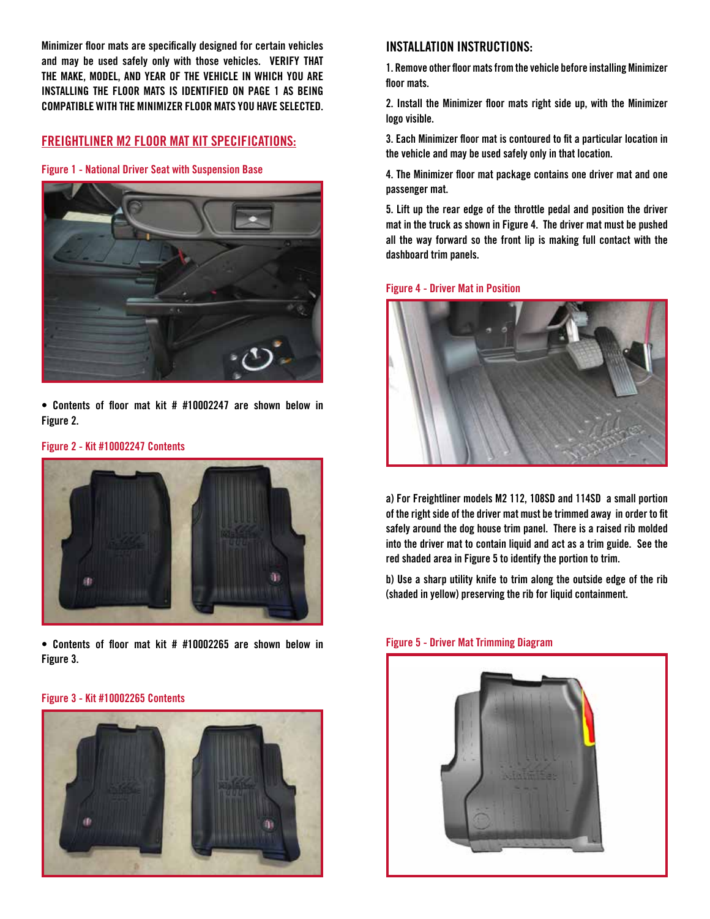Minimizer floor mats are specifically designed for certain vehicles and may be used safely only with those vehicles. VERIFY THAT THE MAKE, MODEL, AND YEAR OF THE VEHICLE IN WHICH YOU ARE INSTALLING THE FLOOR MATS IS IDENTIFIED ON PAGE 1 AS BEING COMPATIBLE WITH THE MINIMIZER FLOOR MATS YOU HAVE SELECTED.

## FREIGHTLINER M2 FLOOR MAT KIT SPECIFICATIONS:

Figure 1 - National Driver Seat with Suspension Base

- Contents of floor mat kit # #10002247 are shown below in Figure 2.

Figure 2 - Kit #10002247 Contents

- Contents of floor mat kit # #10002265 are shown below in Figure 3.

Figure 3 - Kit #10002265 Contents

## INSTALLATION INSTRUCTIONS:

1. Remove other floor mats from the vehicle before installing Minimizer floor mats.

2. Install the Minimizer floor mats right side up, with the Minimizer logo visible.

3. Each Minimizer floor mat is contoured to fit a particular location in the vehicle and may be used safely only in that location.

4. The Minimizer floor mat package contains one driver mat and one passenger mat.

5. Lift up the rear edge of the throttle pedal and position the driver mat in the truck as shown in Figure 4. The driver mat must be pushed all the way forward so the front lip is making full contact with the dashboard trim panels.

Figure 4 - Driver Mat in Position

a) For Freightliner models M2 112, 108SD and 114SD a small portion of the right side of the driver mat must be trimmed away in order to fit safely around the dog house trim panel. There is a raised rib molded into the driver mat to contain liquid and act as a trim guide. See the red shaded area in Figure 5 to identify the portion to trim.

b) Use a sharp utility knife to trim along the outside edge of the rib (shaded in yellow) preserving the rib for liquid containment.

Figure 5 - Driver Mat Trimming Diagram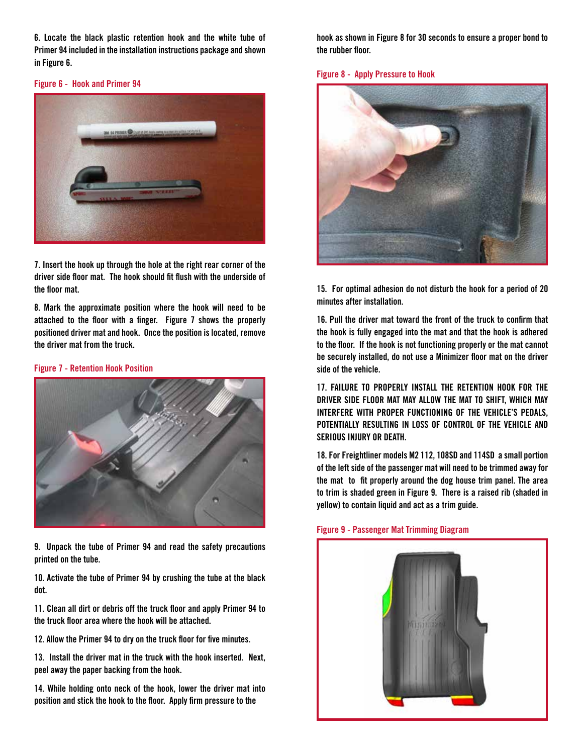6. Locate the black plastic retention hook and the white tube of Primer 94 included in the installation instructions package and shown in Figure 6.

Figure 6 - Hook and Primer 94

7. Insert the hook up through the hole at the right rear corner of the driver side floor mat. The hook should fit flush with the underside of the floor mat.

8. Mark the approximate position where the hook will need to be attached to the floor with a finger. Figure 7 shows the properly positioned driver mat and hook. Once the position is located, remove the driver mat from the truck.

Figure 7 - Retention Hook Position

9. Unpack the tube of Primer 94 and read the safety precautions printed on the tube.

10. Activate the tube of Primer 94 by crushing the tube at the black dot.

11. Clean all dirt or debris off the truck floor and apply Primer 94 to the truck floor area where the hook will be attached.

12. Allow the Primer 94 to dry on the truck floor for five minutes.

13. Install the driver mat in the truck with the hook inserted. Next, peel away the paper backing from the hook.

14. While holding onto neck of the hook, lower the driver mat into position and stick the hook to the floor. Apply firm pressure to the hook as shown in Figure 8 for 30 seconds to ensure a proper bond to the rubber floor.

Figure 8 - Apply Pressure to Hook

15. For optimal adhesion do not disturb the hook for a period of 20 minutes after installation.

16. Pull the driver mat toward the front of the truck to confirm that the hook is fully engaged into the mat and that the hook is adhered to the floor. If the hook is not functioning properly or the mat cannot be securely installed, do not use a Minimizer floor mat on the driver side of the vehicle.

17. FAILURE TO PROPERLY INSTALL THE RETENTION HOOK FOR THE DRIVER SIDE FLOOR MAT MAY ALLOW THE MAT TO SHIFT, WHICH MAY INTERFERE WITH PROPER FUNCTIONING OF THE VEHICLE'S PEDALS, POTENTIALLY RESULTING IN LOSS OF CONTROL OF THE VEHICLE AND SERIOUS INJURY OR DEATH.

18. For Freightliner models M2 112, 108SD and 114SD a small portion of the left side of the passenger mat will need to be trimmed away for the mat to fit properly around the dog house trim panel. The area to trim is shaded green in Figure 9. There is a raised rib (shaded in yellow) to contain liquid and act as a trim guide.

Figure 9 - Passenger Mat Trimming Diagram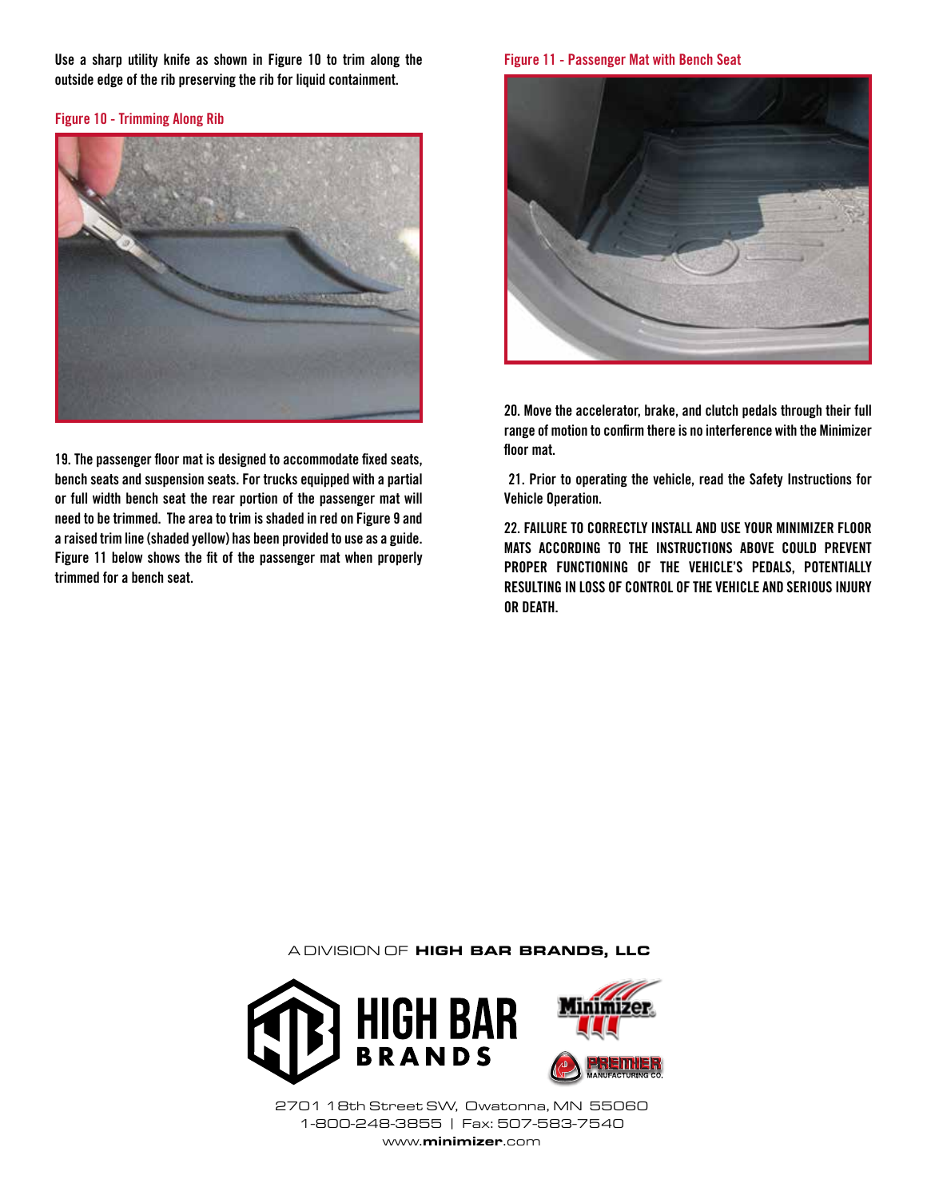Use a sharp utility knife as shown in Figure 10 to trim along the outside edge of the rib preserving the rib for liquid containment.

Figure 10 - Trimming Along Rib

19. The passenger floor mat is designed to accommodate fixed seats, bench seats and suspension seats. For trucks equipped with a partial or full width bench seat the rear portion of the passenger mat will need to be trimmed. The area to trim is shaded in red on Figure 9 and a raised trim line (shaded yellow) has been provided to use as a guide. Figure 11 below shows the fit of the passenger mat when properly trimmed for a bench seat.

Figure 11 - Passenger Mat with Bench Seat

20. Move the accelerator, brake, and clutch pedals through their full range of motion to confirm there is no interference with the Minimizer floor mat.

21. Prior to operating the vehicle, read the Safety Instructions for Vehicle Operation.

22. FAILURE TO CORRECTLY INSTALL AND USE YOUR MINIMIZER FLOOR MATS ACCORDING TO THE INSTRUCTIONS ABOVE COULD PREVENT PROPER FUNCTIONING OF THE VEHICLE'S PEDALS, POTENTIALLY RESULTING IN LOSS OF CONTROL OF THE VEHICLE AND SERIOUS INJURY OR DEATH.

A DIVISION OF **HIGH BAR BRANDS, LLC**

HIGH BAR BRANDS

Minimizer

PREMIER MANUFACTURING CO.

2701 18th Street SW, Owatonna, MN 55060
1-800-248-3855 | Fax: 507-583-7540
www.**minimizer**.com